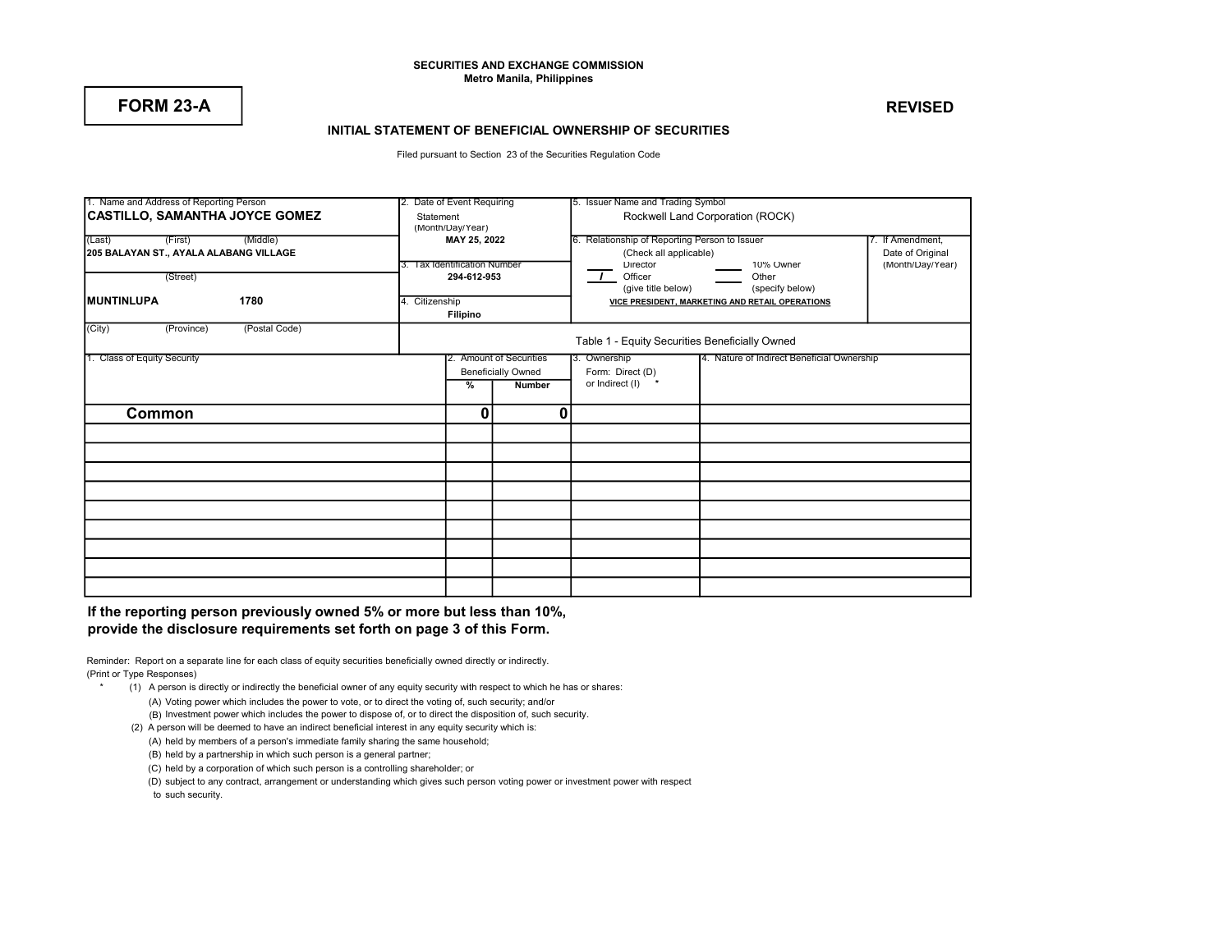SECURITIES AND EXCHANGE COMMISSION
Metro Manila, Philippines

**FORM 23-A**

**REVISED**

## INITIAL STATEMENT OF BENEFICIAL OWNERSHIP OF SECURITIES

Filed pursuant to Section 23 of the Securities Regulation Code

| 1. Name and Address of Reporting Person | 2. Date of Event Requiring Statement (Month/Day/Year) | 5. Issuer Name and Trading Symbol | |
|---|---|---|---|
| **CASTILLO, SAMANTHA JOYCE GOMEZ** (Last) (First) (Middle) | MAY 25, 2022 | Rockwell Land Corporation (ROCK) | |
| 205 BALAYAN ST., AYALA ALABANG VILLAGE (Street) | 3. Tax Identification Number 294-612-953 | 6. Relationship of Reporting Person to Issuer (Check all applicable): ___ Director; ___ 10% Owner; _/_ Officer (give title below); ___ Other (specify below) — VICE PRESIDENT, MARKETING AND RETAIL OPERATIONS | 7. If Amendment, Date of Original (Month/Day/Year) |
| MUNTINLUPA 1780 (City) (Province) (Postal Code) | 4. Citizenship Filipino | | |

Table 1 - Equity Securities Beneficially Owned

| 1. Class of Equity Security | 2. Amount of Securities Beneficially Owned % | Number | 3. Ownership Form: Direct (D) or Indirect (I) * | 4. Nature of Indirect Beneficial Ownership |
|---|---|---|---|---|
| **Common** | 0 | 0 | | |
| | | | | |
| | | | | |
| | | | | |
| | | | | |
| | | | | |
| | | | | |
| | | | | |
| | | | | |
| | | | | |

**If the reporting person previously owned 5% or more but less than 10%, provide the disclosure requirements set forth on page 3 of this Form.**

Reminder: Report on a separate line for each class of equity securities beneficially owned directly or indirectly.
(Print or Type Responses)

\* (1) A person is directly or indirectly the beneficial owner of any equity security with respect to which he has or shares:
  (A) Voting power which includes the power to vote, or to direct the voting of, such security; and/or
  (B) Investment power which includes the power to dispose of, or to direct the disposition of, such security.

(2) A person will be deemed to have an indirect beneficial interest in any equity security which is:
  (A) held by members of a person's immediate family sharing the same household;
  (B) held by a partnership in which such person is a general partner;
  (C) held by a corporation of which such person is a controlling shareholder; or
  (D) subject to any contract, arrangement or understanding which gives such person voting power or investment power with respect to such security.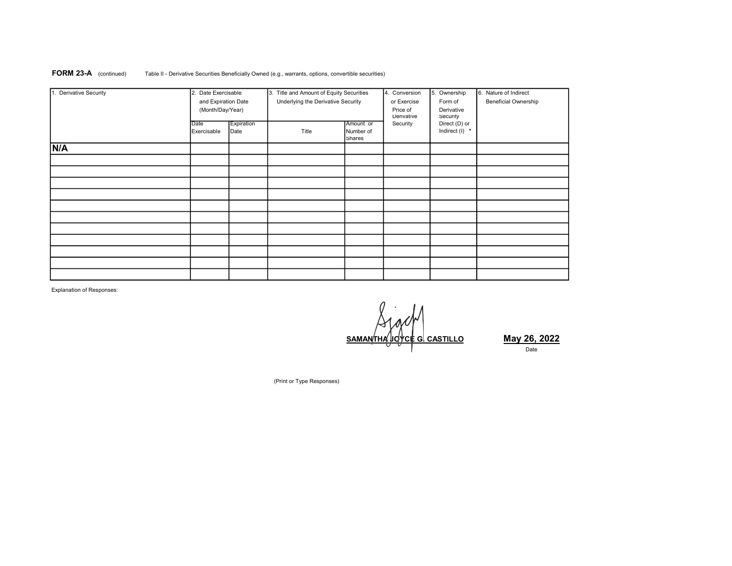**FORM 23-A** (continued) Table II - Derivative Securities Beneficially Owned (e.g., warrants, options, convertible securities)

| 1. Derivative Security | 2. Date Exercisable and Expiration Date (Month/Day/Year) | | 3. Title and Amount of Equity Securities Underlying the Derivative Security | | 4. Conversion or Exercise Price of Derivative Security | 5. Ownership Form of Derivative Security Direct (D) or Indirect (I) * | 6. Nature of Indirect Beneficial Ownership |
|---|---|---|---|---|---|---|---|
| | Date Exercisable | Expiration Date | Title | Amount or Number of Shares | | | |
| **N/A** | | | | | | | |
| | | | | | | | |
| | | | | | | | |
| | | | | | | | |
| | | | | | | | |
| | | | | | | | |
| | | | | | | | |
| | | | | | | | |
| | | | | | | | |
| | | | | | | | |
| | | | | | | | |
| | | | | | | | |

Explanation of Responses:

**SAMANTHA JOYCE G. CASTILLO**

**May 26, 2022**
Date

(Print or Type Responses)